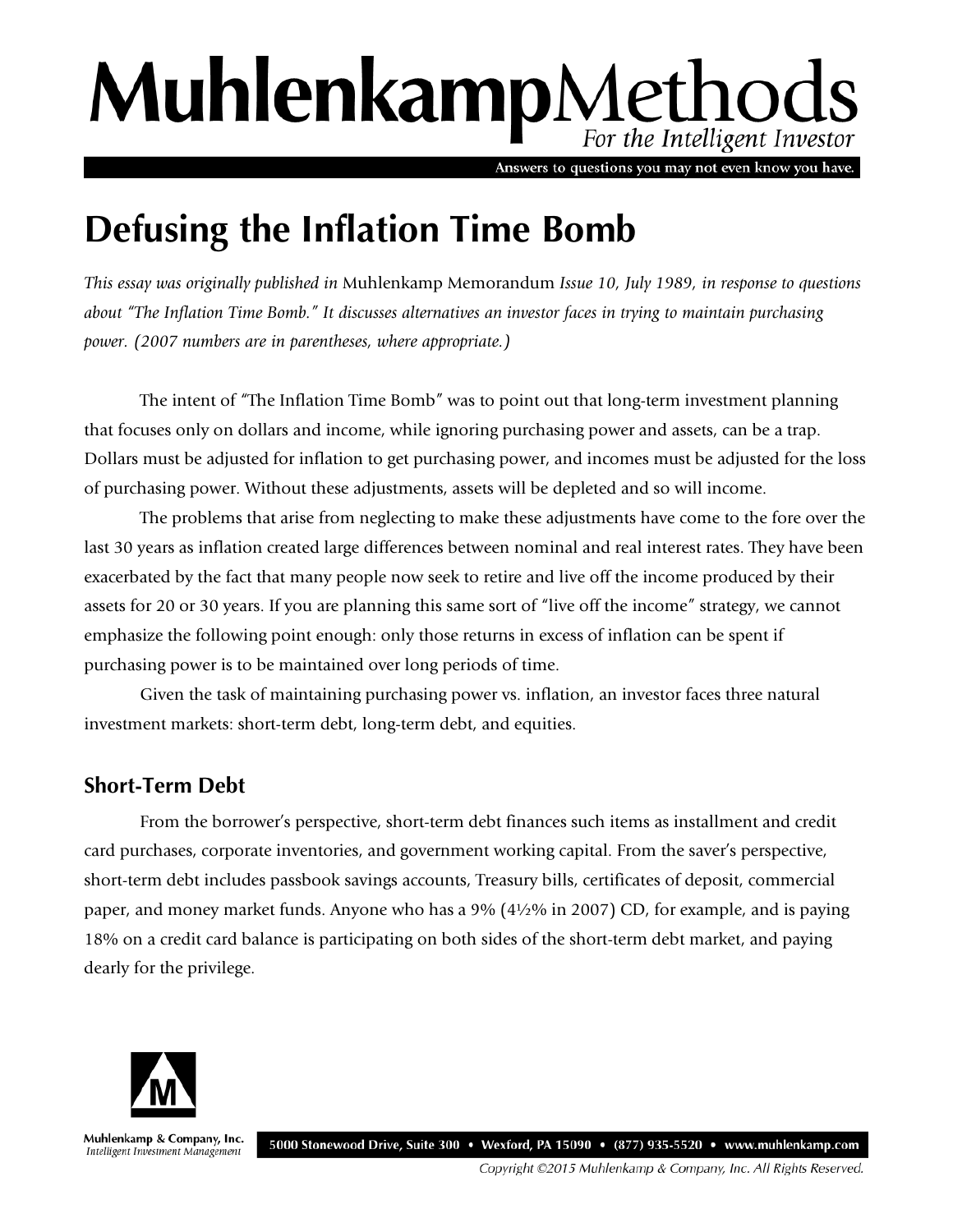# MuhlenkampMethods

*For the Intelligent Investor*

Answers to questions you may not even know you have.

# Defusing the Inflation Time Bomb

*This essay was originally published in* Muhlenkamp Memorandum *Issue 10, July 1989, in response to questions about "The Inflation Time Bomb." It discusses alternatives an investor faces in trying to maintain purchasing power. (2007 numbers are in parentheses, where appropriate.)*

The intent of "The Inflation Time Bomb" was to point out that long-term investment planning that focuses only on dollars and income, while ignoring purchasing power and assets, can be a trap. Dollars must be adjusted for inflation to get purchasing power, and incomes must be adjusted for the loss of purchasing power. Without these adjustments, assets will be depleted and so will income.

The problems that arise from neglecting to make these adjustments have come to the fore over the last 30 years as inflation created large differences between nominal and real interest rates. They have been exacerbated by the fact that many people now seek to retire and live off the income produced by their assets for 20 or 30 years. If you are planning this same sort of "live off the income" strategy, we cannot emphasize the following point enough: only those returns in excess of inflation can be spent if purchasing power is to be maintained over long periods of time.

Given the task of maintaining purchasing power vs. inflation, an investor faces three natural investment markets: short-term debt, long-term debt, and equities.

## Short-Term Debt

From the borrower's perspective, short-term debt finances such items as installment and credit card purchases, corporate inventories, and government working capital. From the saver's perspective, short-term debt includes passbook savings accounts, Treasury bills, certificates of deposit, commercial paper, and money market funds. Anyone who has a 9% (4½% in 2007) CD, for example, and is paying 18% on a credit card balance is participating on both sides of the short-term debt market, and paying dearly for the privilege.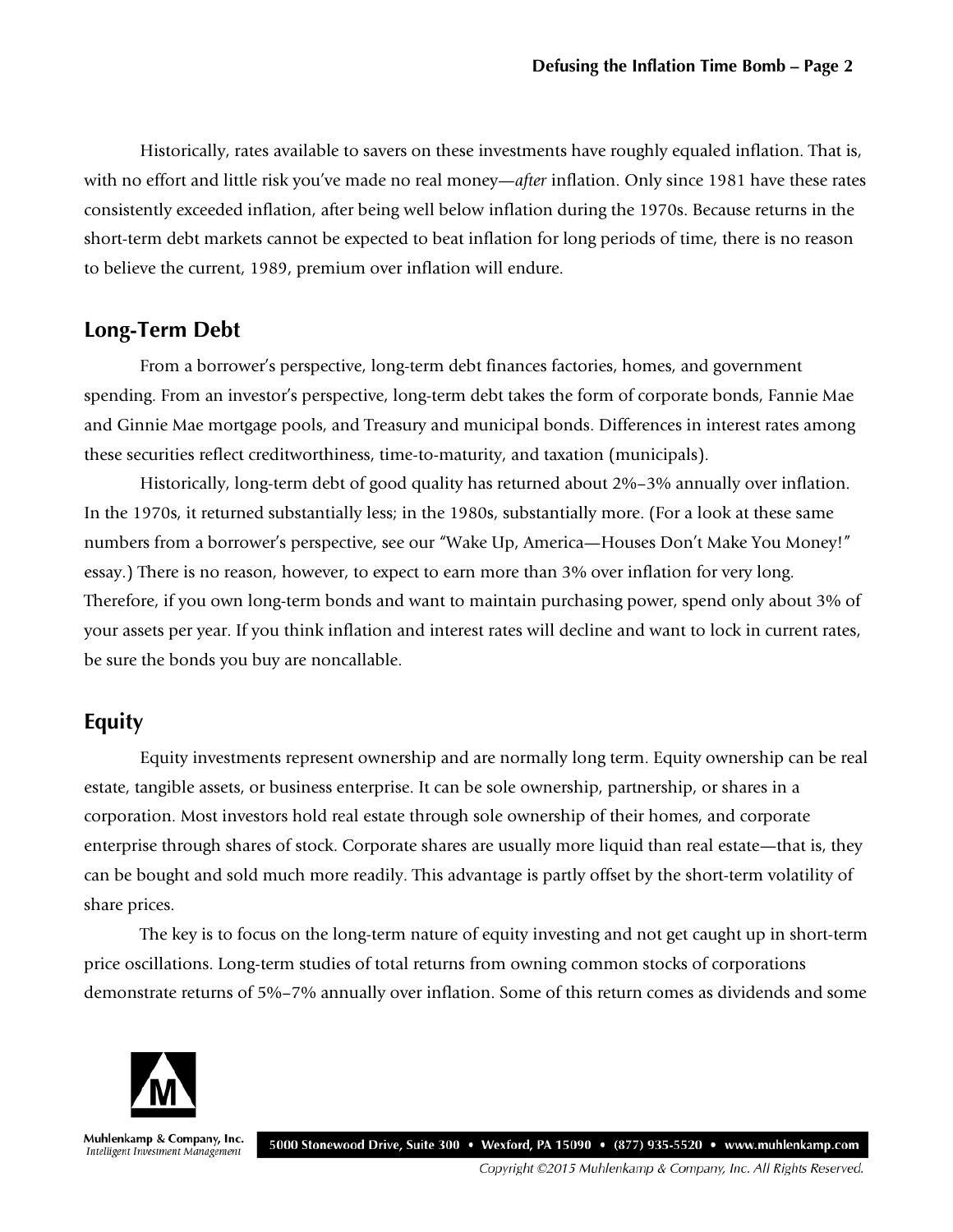Historically, rates available to savers on these investments have roughly equaled inflation. That is, with no effort and little risk you've made no real money—*after* inflation. Only since 1981 have these rates consistently exceeded inflation, after being well below inflation during the 1970s. Because returns in the short-term debt markets cannot be expected to beat inflation for long periods of time, there is no reason to believe the current, 1989, premium over inflation will endure.

## Long-Term Debt

From a borrower's perspective, long-term debt finances factories, homes, and government spending. From an investor's perspective, long-term debt takes the form of corporate bonds, Fannie Mae and Ginnie Mae mortgage pools, and Treasury and municipal bonds. Differences in interest rates among these securities reflect creditworthiness, time-to-maturity, and taxation (municipals).

Historically, long-term debt of good quality has returned about 2%–3% annually over inflation. In the 1970s, it returned substantially less; in the 1980s, substantially more. (For a look at these same numbers from a borrower's perspective, see our "Wake Up, America—Houses Don't Make You Money!" essay.) There is no reason, however, to expect to earn more than 3% over inflation for very long. Therefore, if you own long-term bonds and want to maintain purchasing power, spend only about 3% of your assets per year. If you think inflation and interest rates will decline and want to lock in current rates, be sure the bonds you buy are noncallable.

## Equity

Equity investments represent ownership and are normally long term. Equity ownership can be real estate, tangible assets, or business enterprise. It can be sole ownership, partnership, or shares in a corporation. Most investors hold real estate through sole ownership of their homes, and corporate enterprise through shares of stock. Corporate shares are usually more liquid than real estate—that is, they can be bought and sold much more readily. This advantage is partly offset by the short-term volatility of share prices.

The key is to focus on the long-term nature of equity investing and not get caught up in short-term price oscillations. Long-term studies of total returns from owning common stocks of corporations demonstrate returns of 5%–7% annually over inflation. Some of this return comes as dividends and some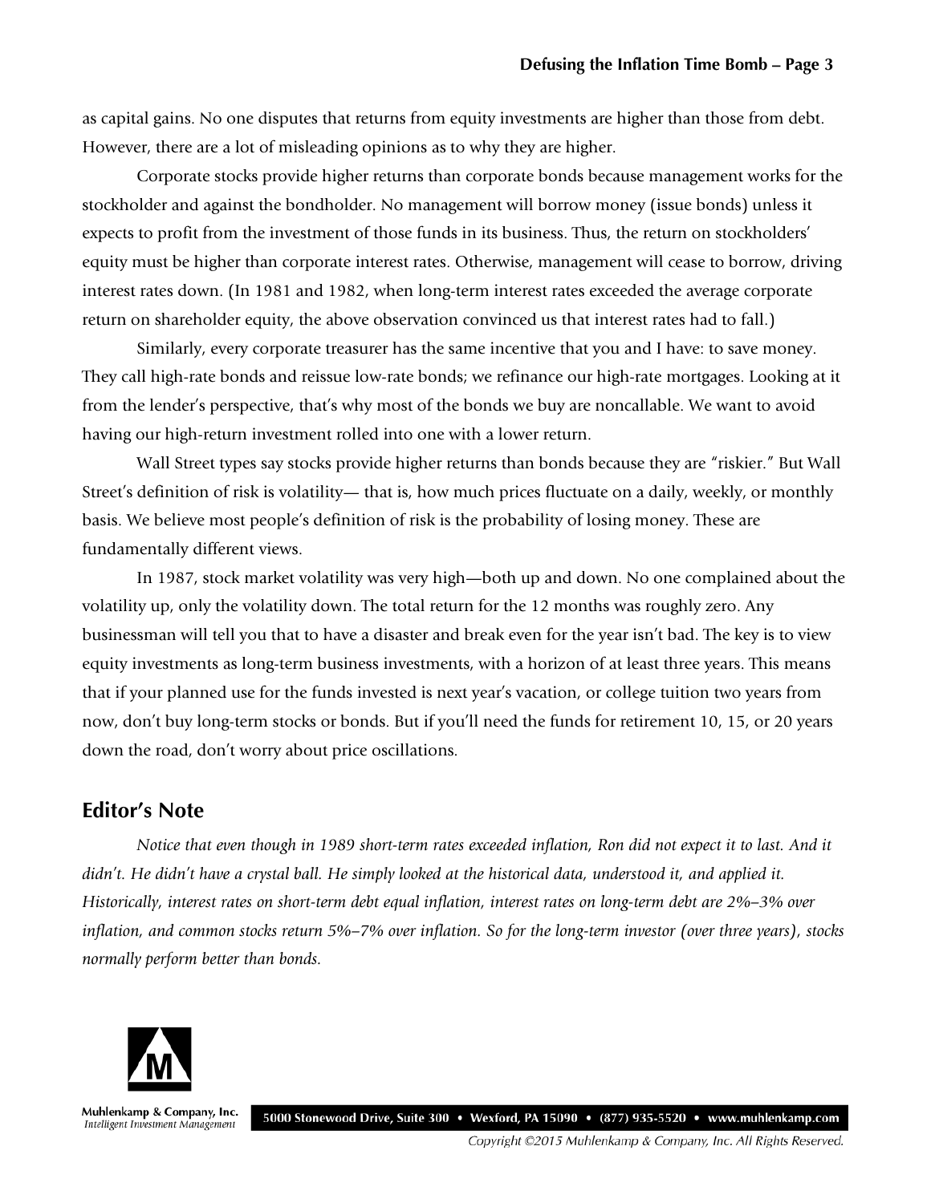as capital gains. No one disputes that returns from equity investments are higher than those from debt. However, there are a lot of misleading opinions as to why they are higher.

Corporate stocks provide higher returns than corporate bonds because management works for the stockholder and against the bondholder. No management will borrow money (issue bonds) unless it expects to profit from the investment of those funds in its business. Thus, the return on stockholders' equity must be higher than corporate interest rates. Otherwise, management will cease to borrow, driving interest rates down. (In 1981 and 1982, when long-term interest rates exceeded the average corporate return on shareholder equity, the above observation convinced us that interest rates had to fall.)

Similarly, every corporate treasurer has the same incentive that you and I have: to save money. They call high-rate bonds and reissue low-rate bonds; we refinance our high-rate mortgages. Looking at it from the lender's perspective, that's why most of the bonds we buy are noncallable. We want to avoid having our high-return investment rolled into one with a lower return.

Wall Street types say stocks provide higher returns than bonds because they are "riskier." But Wall Street's definition of risk is volatility— that is, how much prices fluctuate on a daily, weekly, or monthly basis. We believe most people's definition of risk is the probability of losing money. These are fundamentally different views.

In 1987, stock market volatility was very high—both up and down. No one complained about the volatility up, only the volatility down. The total return for the 12 months was roughly zero. Any businessman will tell you that to have a disaster and break even for the year isn't bad. The key is to view equity investments as long-term business investments, with a horizon of at least three years. This means that if your planned use for the funds invested is next year's vacation, or college tuition two years from now, don't buy long-term stocks or bonds. But if you'll need the funds for retirement 10, 15, or 20 years down the road, don't worry about price oscillations.

## Editor's Note

*Notice that even though in 1989 short-term rates exceeded inflation, Ron did not expect it to last. And it didn't. He didn't have a crystal ball. He simply looked at the historical data, understood it, and applied it. Historically, interest rates on short-term debt equal inflation, interest rates on long-term debt are 2%–3% over inflation, and common stocks return 5%–7% over inflation. So for the long-term investor (over three years), stocks normally perform better than bonds.*

Muhlenkamp & Company, Inc.
*Intelligent Investment Management*

5000 Stonewood Drive, Suite 300 • Wexford, PA 15090 • (877) 935-5520 • www.muhlenkamp.com

*Copyright ©2015 Muhlenkamp & Company, Inc. All Rights Reserved.*